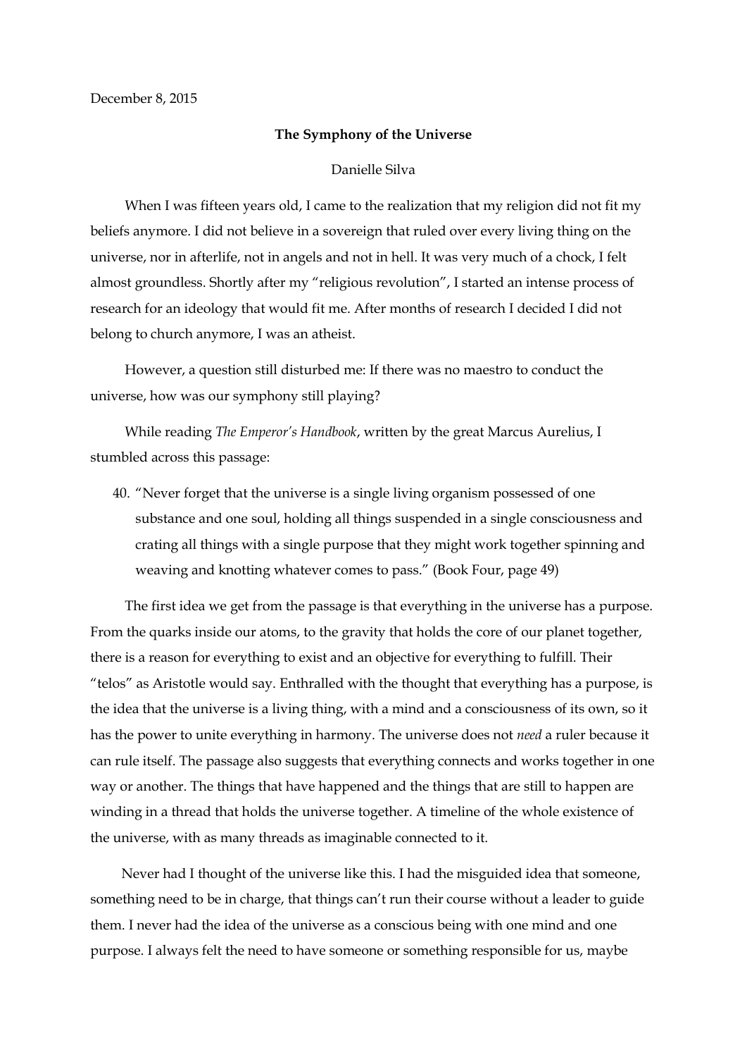December 8, 2015

**The Symphony of the Universe**

Danielle Silva

When I was fifteen years old, I came to the realization that my religion did not fit my beliefs anymore. I did not believe in a sovereign that ruled over every living thing on the universe, nor in afterlife, not in angels and not in hell. It was very much of a chock, I felt almost groundless. Shortly after my "religious revolution", I started an intense process of research for an ideology that would fit me. After months of research I decided I did not belong to church anymore, I was an atheist.

However, a question still disturbed me: If there was no maestro to conduct the universe, how was our symphony still playing?

While reading *The Emperor's Handbook*, written by the great Marcus Aurelius, I stumbled across this passage:

40. "Never forget that the universe is a single living organism possessed of one substance and one soul, holding all things suspended in a single consciousness and crating all things with a single purpose that they might work together spinning and weaving and knotting whatever comes to pass." (Book Four, page 49)

The first idea we get from the passage is that everything in the universe has a purpose. From the quarks inside our atoms, to the gravity that holds the core of our planet together, there is a reason for everything to exist and an objective for everything to fulfill. Their "telos" as Aristotle would say. Enthralled with the thought that everything has a purpose, is the idea that the universe is a living thing, with a mind and a consciousness of its own, so it has the power to unite everything in harmony. The universe does not *need* a ruler because it can rule itself. The passage also suggests that everything connects and works together in one way or another. The things that have happened and the things that are still to happen are winding in a thread that holds the universe together. A timeline of the whole existence of the universe, with as many threads as imaginable connected to it.

Never had I thought of the universe like this. I had the misguided idea that someone, something need to be in charge, that things can't run their course without a leader to guide them. I never had the idea of the universe as a conscious being with one mind and one purpose. I always felt the need to have someone or something responsible for us, maybe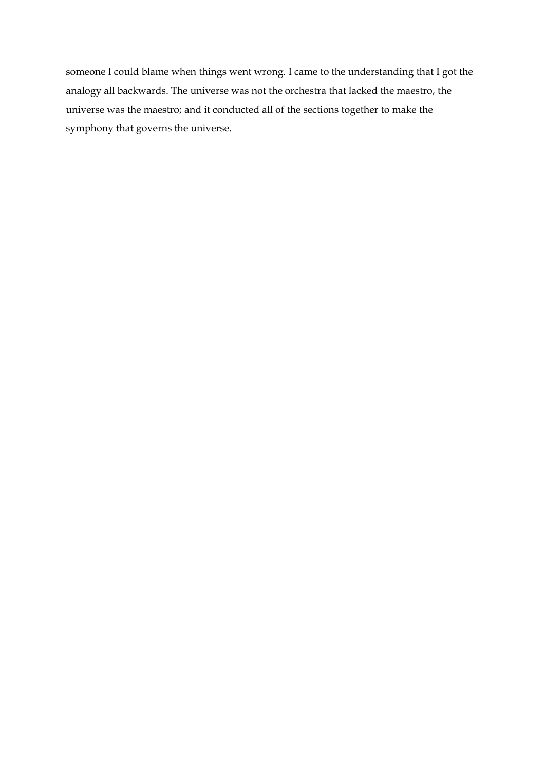someone I could blame when things went wrong. I came to the understanding that I got the analogy all backwards. The universe was not the orchestra that lacked the maestro, the universe was the maestro; and it conducted all of the sections together to make the symphony that governs the universe.